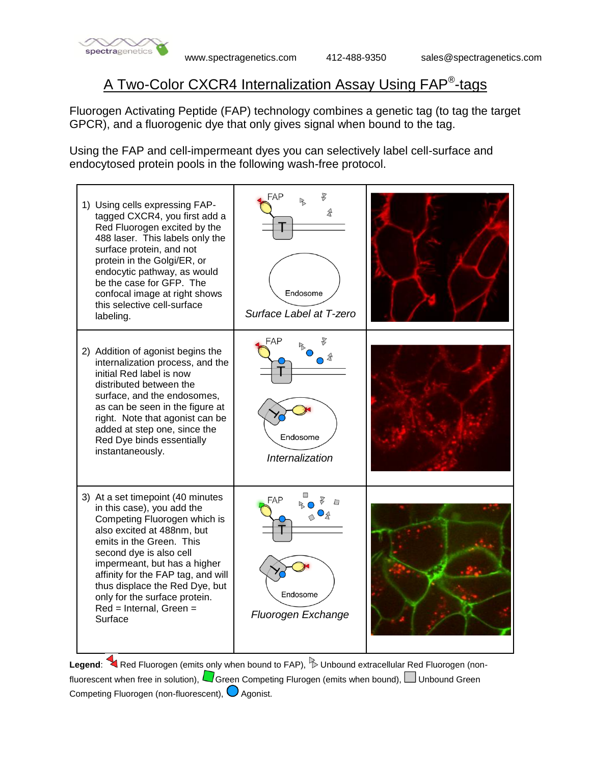# A Two-Color CXCR4 Internalization Assay Using FAP®-tags

Fluorogen Activating Peptide (FAP) technology combines a genetic tag (to tag the target GPCR), and a fluorogenic dye that only gives signal when bound to the tag.

Using the FAP and cell-impermeant dyes you can selectively label cell-surface and endocytosed protein pools in the following wash-free protocol.

| | | |
|---|---|---|
| 1) Using cells expressing FAP-tagged CXCR4, you first add a Red Fluorogen excited by the 488 laser. This labels only the surface protein, and not protein in the Golgi/ER, or endocytic pathway, as would be the case for GFP. The confocal image at right shows this selective cell-surface labeling. | FAP, T, Endosome — *Surface Label at T-zero* | |
| 2) Addition of agonist begins the internalization process, and the initial Red label is now distributed between the surface, and the endosomes, as can be seen in the figure at right. Note that agonist can be added at step one, since the Red Dye binds essentially instantaneously. | FAP, T, Endosome — *Internalization* | |
| 3) At a set timepoint (40 minutes in this case), you add the Competing Fluorogen which is also excited at 488nm, but emits in the Green. This second dye is also cell impermeant, but has a higher affinity for the FAP tag, and will thus displace the Red Dye, but only for the surface protein. Red = Internal, Green = Surface | FAP, T, Endosome — *Fluorogen Exchange* | |

**Legend**: Red Fluorogen (emits only when bound to FAP), Unbound extracellular Red Fluorogen (non-fluorescent when free in solution), Green Competing Flurogen (emits when bound), Unbound Green Competing Fluorogen (non-fluorescent), Agonist.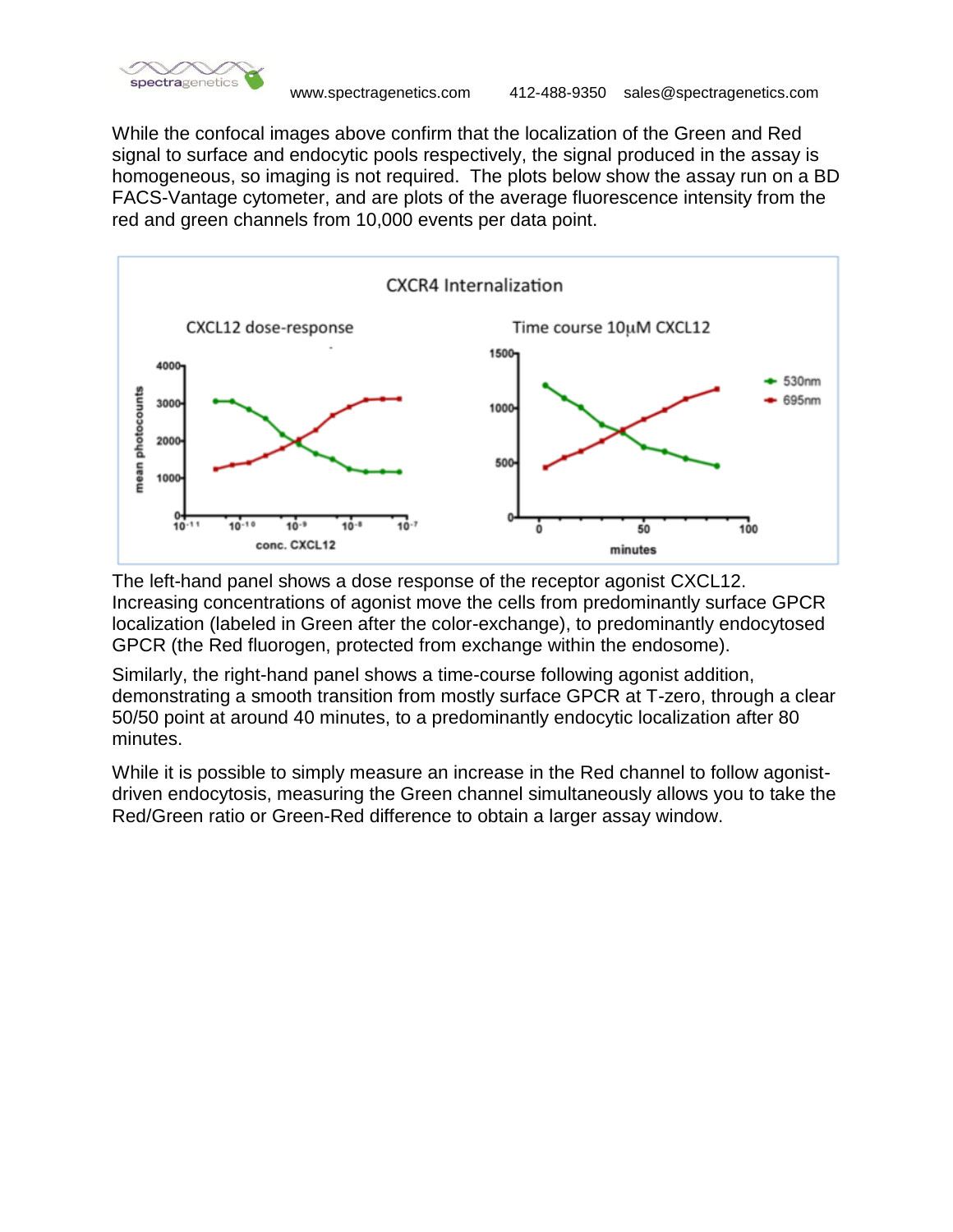While the confocal images above confirm that the localization of the Green and Red signal to surface and endocytic pools respectively, the signal produced in the assay is homogeneous, so imaging is not required. The plots below show the assay run on a BD FACS-Vantage cytometer, and are plots of the average fluorescence intensity from the red and green channels from 10,000 events per data point.

The left-hand panel shows a dose response of the receptor agonist CXCL12. Increasing concentrations of agonist move the cells from predominantly surface GPCR localization (labeled in Green after the color-exchange), to predominantly endocytosed GPCR (the Red fluorogen, protected from exchange within the endosome).

Similarly, the right-hand panel shows a time-course following agonist addition, demonstrating a smooth transition from mostly surface GPCR at T-zero, through a clear 50/50 point at around 40 minutes, to a predominantly endocytic localization after 80 minutes.

While it is possible to simply measure an increase in the Red channel to follow agonist-driven endocytosis, measuring the Green channel simultaneously allows you to take the Red/Green ratio or Green-Red difference to obtain a larger assay window.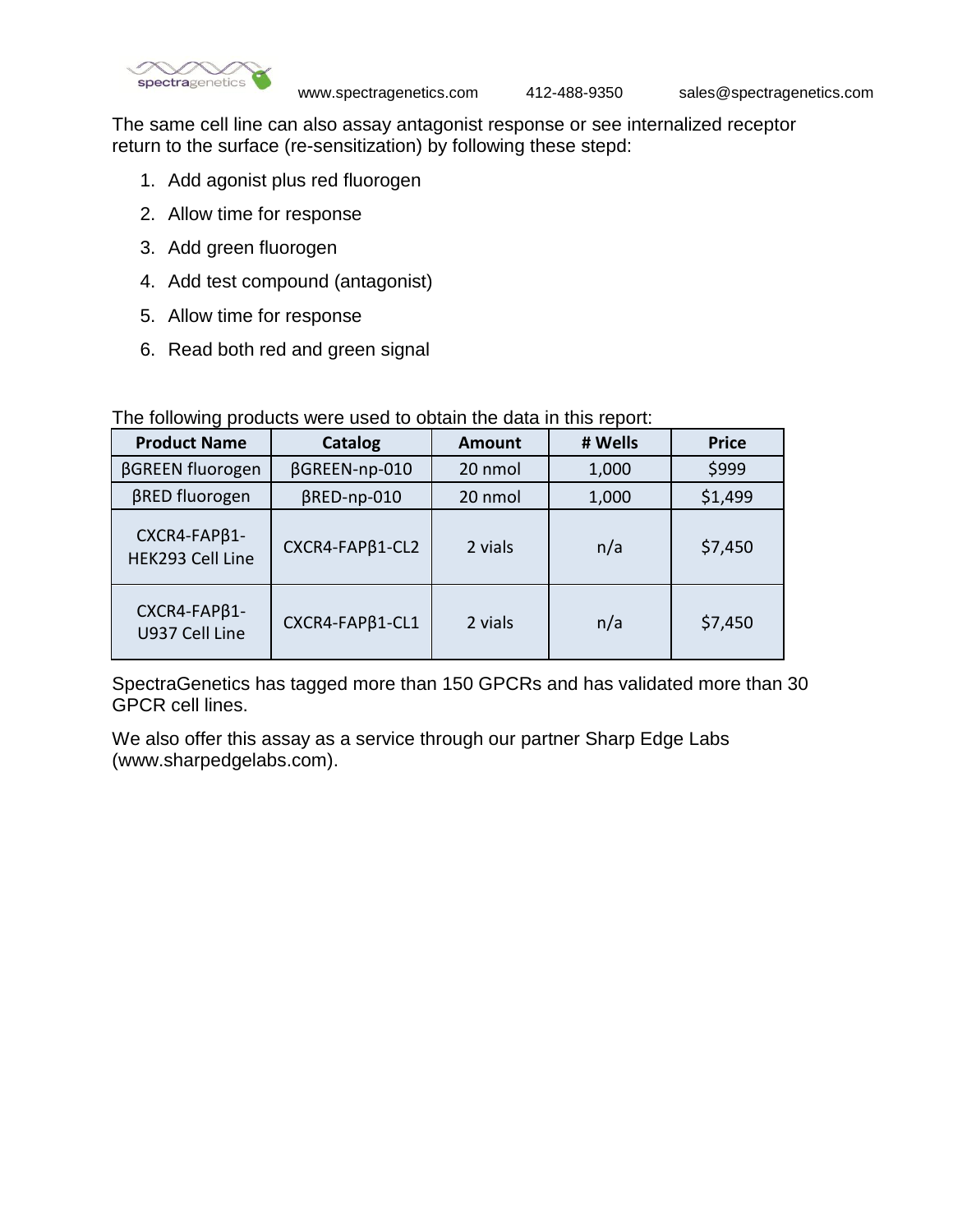The same cell line can also assay antagonist response or see internalized receptor return to the surface (re-sensitization) by following these stepd:

1. Add agonist plus red fluorogen
2. Allow time for response
3. Add green fluorogen
4. Add test compound (antagonist)
5. Allow time for response
6. Read both red and green signal

The following products were used to obtain the data in this report:

| Product Name | Catalog | Amount | # Wells | Price |
|---|---|---|---|---|
| βGREEN fluorogen | βGREEN-np-010 | 20 nmol | 1,000 | $999 |
| βRED fluorogen | βRED-np-010 | 20 nmol | 1,000 | $1,499 |
| CXCR4-FAPβ1-HEK293 Cell Line | CXCR4-FAPβ1-CL2 | 2 vials | n/a | $7,450 |
| CXCR4-FAPβ1-U937 Cell Line | CXCR4-FAPβ1-CL1 | 2 vials | n/a | $7,450 |

SpectraGenetics has tagged more than 150 GPCRs and has validated more than 30 GPCR cell lines.

We also offer this assay as a service through our partner Sharp Edge Labs (www.sharpedgelabs.com).